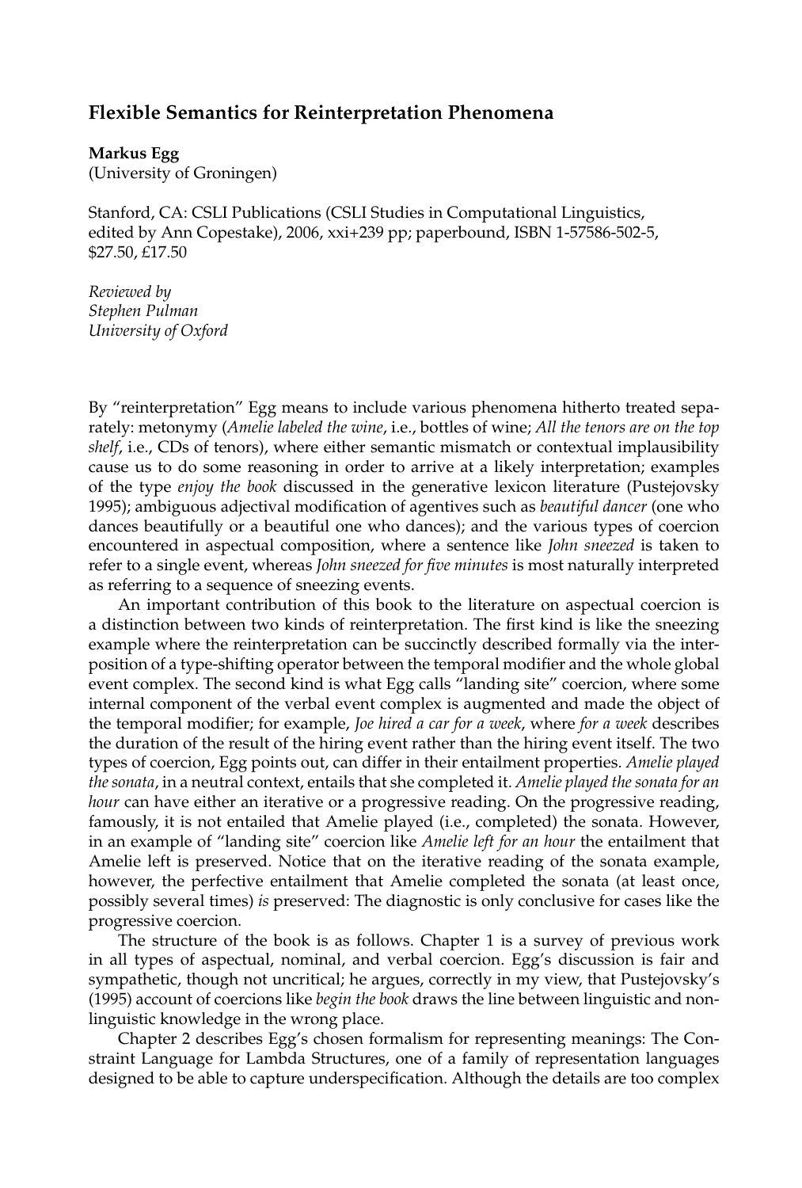## Flexible Semantics for Reinterpretation Phenomena

**Markus Egg**
(University of Groningen)

Stanford, CA: CSLI Publications (CSLI Studies in Computational Linguistics, edited by Ann Copestake), 2006, xxi+239 pp; paperbound, ISBN 1-57586-502-5, $27.50, £17.50

*Reviewed by*
*Stephen Pulman*
*University of Oxford*

By "reinterpretation" Egg means to include various phenomena hitherto treated separately: metonymy (*Amelie labeled the wine*, i.e., bottles of wine; *All the tenors are on the top shelf*, i.e., CDs of tenors), where either semantic mismatch or contextual implausibility cause us to do some reasoning in order to arrive at a likely interpretation; examples of the type *enjoy the book* discussed in the generative lexicon literature (Pustejovsky 1995); ambiguous adjectival modification of agentives such as *beautiful dancer* (one who dances beautifully or a beautiful one who dances); and the various types of coercion encountered in aspectual composition, where a sentence like *John sneezed* is taken to refer to a single event, whereas *John sneezed for five minutes* is most naturally interpreted as referring to a sequence of sneezing events.

An important contribution of this book to the literature on aspectual coercion is a distinction between two kinds of reinterpretation. The first kind is like the sneezing example where the reinterpretation can be succinctly described formally via the interposition of a type-shifting operator between the temporal modifier and the whole global event complex. The second kind is what Egg calls "landing site" coercion, where some internal component of the verbal event complex is augmented and made the object of the temporal modifier; for example, *Joe hired a car for a week*, where *for a week* describes the duration of the result of the hiring event rather than the hiring event itself. The two types of coercion, Egg points out, can differ in their entailment properties. *Amelie played the sonata*, in a neutral context, entails that she completed it. *Amelie played the sonata for an hour* can have either an iterative or a progressive reading. On the progressive reading, famously, it is not entailed that Amelie played (i.e., completed) the sonata. However, in an example of "landing site" coercion like *Amelie left for an hour* the entailment that Amelie left is preserved. Notice that on the iterative reading of the sonata example, however, the perfective entailment that Amelie completed the sonata (at least once, possibly several times) *is* preserved: The diagnostic is only conclusive for cases like the progressive coercion.

The structure of the book is as follows. Chapter 1 is a survey of previous work in all types of aspectual, nominal, and verbal coercion. Egg's discussion is fair and sympathetic, though not uncritical; he argues, correctly in my view, that Pustejovsky's (1995) account of coercions like *begin the book* draws the line between linguistic and non-linguistic knowledge in the wrong place.

Chapter 2 describes Egg's chosen formalism for representing meanings: The Constraint Language for Lambda Structures, one of a family of representation languages designed to be able to capture underspecification. Although the details are too complex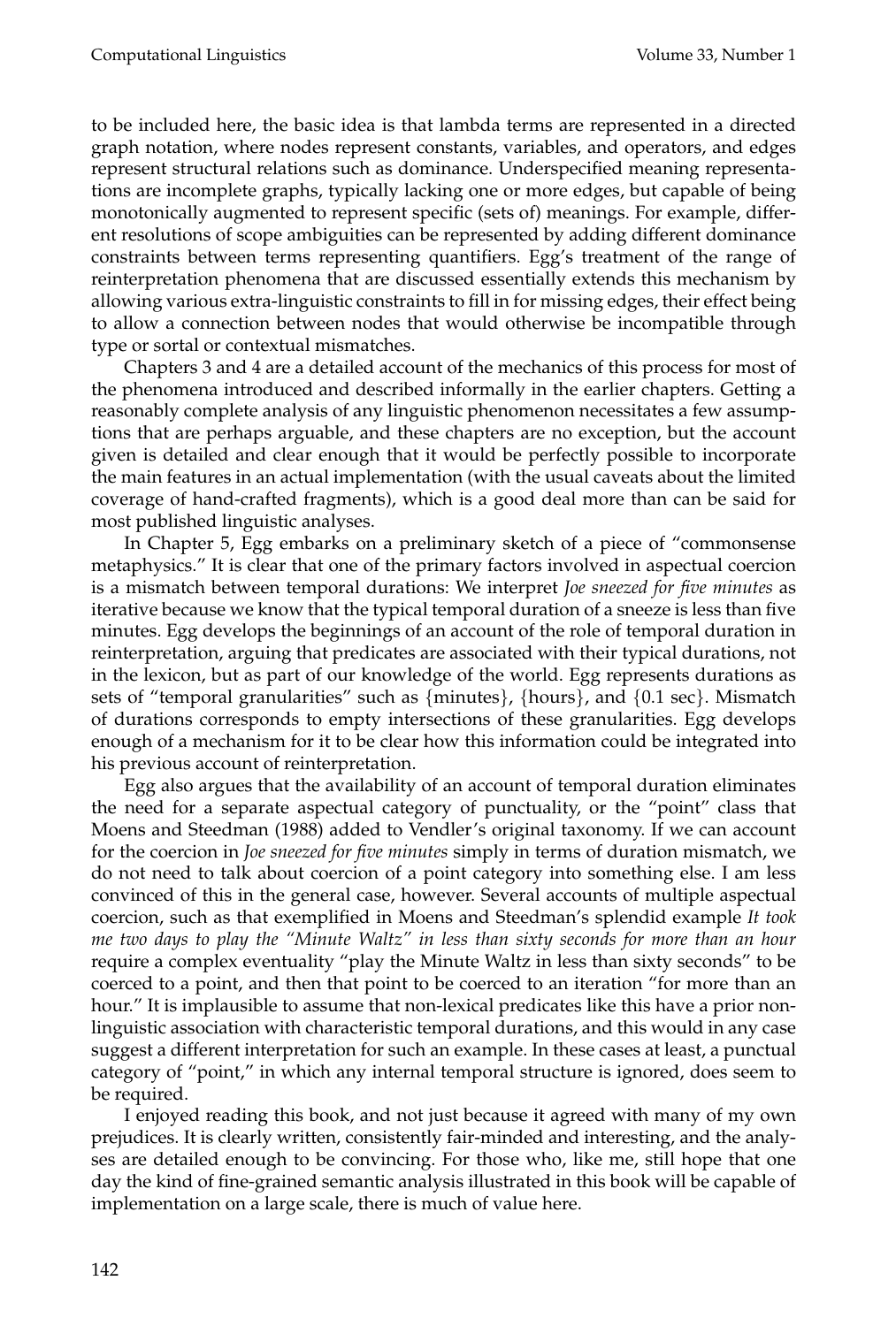to be included here, the basic idea is that lambda terms are represented in a directed graph notation, where nodes represent constants, variables, and operators, and edges represent structural relations such as dominance. Underspecified meaning representations are incomplete graphs, typically lacking one or more edges, but capable of being monotonically augmented to represent specific (sets of) meanings. For example, different resolutions of scope ambiguities can be represented by adding different dominance constraints between terms representing quantifiers. Egg's treatment of the range of reinterpretation phenomena that are discussed essentially extends this mechanism by allowing various extra-linguistic constraints to fill in for missing edges, their effect being to allow a connection between nodes that would otherwise be incompatible through type or sortal or contextual mismatches.

Chapters 3 and 4 are a detailed account of the mechanics of this process for most of the phenomena introduced and described informally in the earlier chapters. Getting a reasonably complete analysis of any linguistic phenomenon necessitates a few assumptions that are perhaps arguable, and these chapters are no exception, but the account given is detailed and clear enough that it would be perfectly possible to incorporate the main features in an actual implementation (with the usual caveats about the limited coverage of hand-crafted fragments), which is a good deal more than can be said for most published linguistic analyses.

In Chapter 5, Egg embarks on a preliminary sketch of a piece of "commonsense metaphysics." It is clear that one of the primary factors involved in aspectual coercion is a mismatch between temporal durations: We interpret *Joe sneezed for five minutes* as iterative because we know that the typical temporal duration of a sneeze is less than five minutes. Egg develops the beginnings of an account of the role of temporal duration in reinterpretation, arguing that predicates are associated with their typical durations, not in the lexicon, but as part of our knowledge of the world. Egg represents durations as sets of "temporal granularities" such as {minutes}, {hours}, and {0.1 sec}. Mismatch of durations corresponds to empty intersections of these granularities. Egg develops enough of a mechanism for it to be clear how this information could be integrated into his previous account of reinterpretation.

Egg also argues that the availability of an account of temporal duration eliminates the need for a separate aspectual category of punctuality, or the "point" class that Moens and Steedman (1988) added to Vendler's original taxonomy. If we can account for the coercion in *Joe sneezed for five minutes* simply in terms of duration mismatch, we do not need to talk about coercion of a point category into something else. I am less convinced of this in the general case, however. Several accounts of multiple aspectual coercion, such as that exemplified in Moens and Steedman's splendid example *It took me two days to play the "Minute Waltz" in less than sixty seconds for more than an hour* require a complex eventuality "play the Minute Waltz in less than sixty seconds" to be coerced to a point, and then that point to be coerced to an iteration "for more than an hour." It is implausible to assume that non-lexical predicates like this have a prior non-linguistic association with characteristic temporal durations, and this would in any case suggest a different interpretation for such an example. In these cases at least, a punctual category of "point," in which any internal temporal structure is ignored, does seem to be required.

I enjoyed reading this book, and not just because it agreed with many of my own prejudices. It is clearly written, consistently fair-minded and interesting, and the analyses are detailed enough to be convincing. For those who, like me, still hope that one day the kind of fine-grained semantic analysis illustrated in this book will be capable of implementation on a large scale, there is much of value here.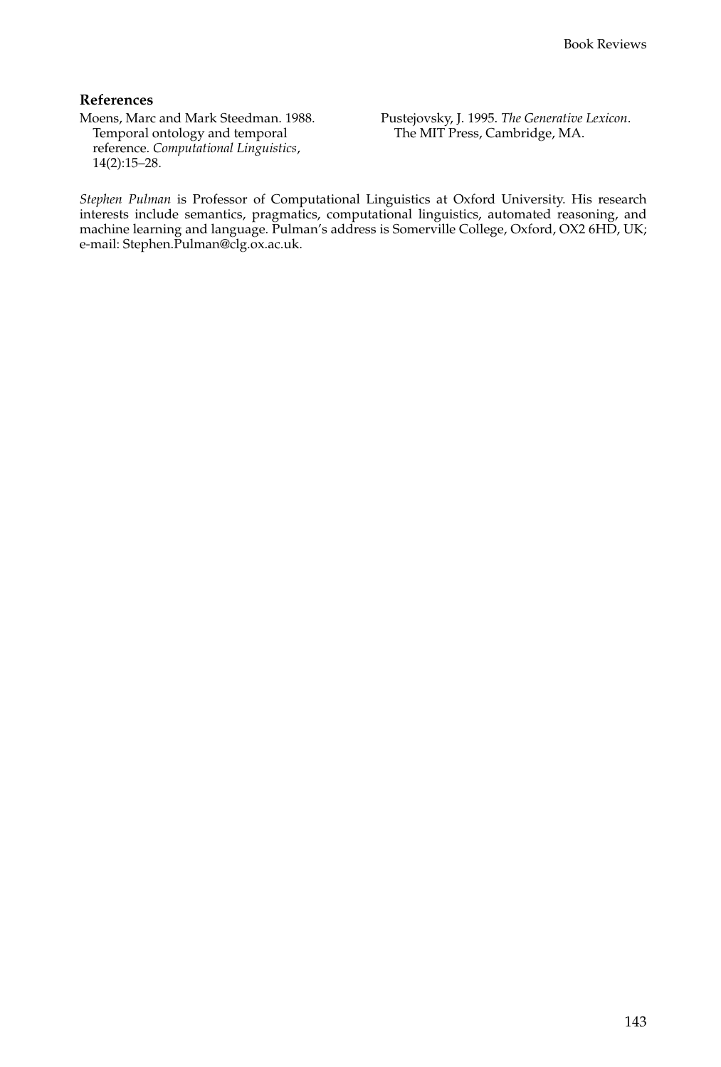## References

Moens, Marc and Mark Steedman. 1988. Temporal ontology and temporal reference. *Computational Linguistics*, 14(2):15–28.

Pustejovsky, J. 1995. *The Generative Lexicon*. The MIT Press, Cambridge, MA.

*Stephen Pulman* is Professor of Computational Linguistics at Oxford University. His research interests include semantics, pragmatics, computational linguistics, automated reasoning, and machine learning and language. Pulman's address is Somerville College, Oxford, OX2 6HD, UK; e-mail: Stephen.Pulman@clg.ox.ac.uk.